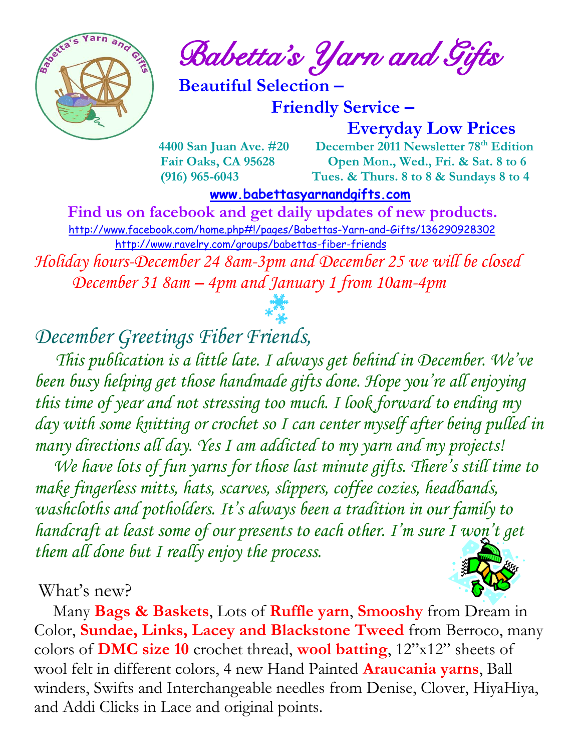# Babetta's Yarn and Gifts

**Beautiful Selection –**
**Friendly Service –**
**Everyday Low Prices**

**4400 San Juan Ave. #20**
**Fair Oaks, CA 95628**
**(916) 965-6043**

**December 2011 Newsletter 78th Edition**
**Open Mon., Wed., Fri. & Sat. 8 to 6**
**Tues. & Thurs. 8 to 8 & Sundays 8 to 4**

**www.babettasyarnandgifts.com**

**Find us on facebook and get daily updates of new products.**

http://www.facebook.com/home.php#!/pages/Babettas-Yarn-and-Gifts/136290928302

http://www.ravelry.com/groups/babettas-fiber-friends

*Holiday hours-December 24 8am-3pm and December 25 we will be closed December 31 8am – 4pm and January 1 from 10am-4pm*

## *December Greetings Fiber Friends,*

*This publication is a little late. I always get behind in December. We've been busy helping get those handmade gifts done. Hope you're all enjoying this time of year and not stressing too much. I look forward to ending my day with some knitting or crochet so I can center myself after being pulled in many directions all day. Yes I am addicted to my yarn and my projects!*

*We have lots of fun yarns for those last minute gifts. There's still time to make fingerless mitts, hats, scarves, slippers, coffee cozies, headbands, washcloths and potholders. It's always been a tradition in our family to handcraft at least some of our presents to each other. I'm sure I won't get them all done but I really enjoy the process.*

What's new?

Many **Bags & Baskets**, Lots of **Ruffle yarn**, **Smooshy** from Dream in Color, **Sundae, Links, Lacey and Blackstone Tweed** from Berroco, many colors of **DMC size 10** crochet thread, **wool batting**, 12"x12" sheets of wool felt in different colors, 4 new Hand Painted **Araucania yarns**, Ball winders, Swifts and Interchangeable needles from Denise, Clover, HiyaHiya, and Addi Clicks in Lace and original points.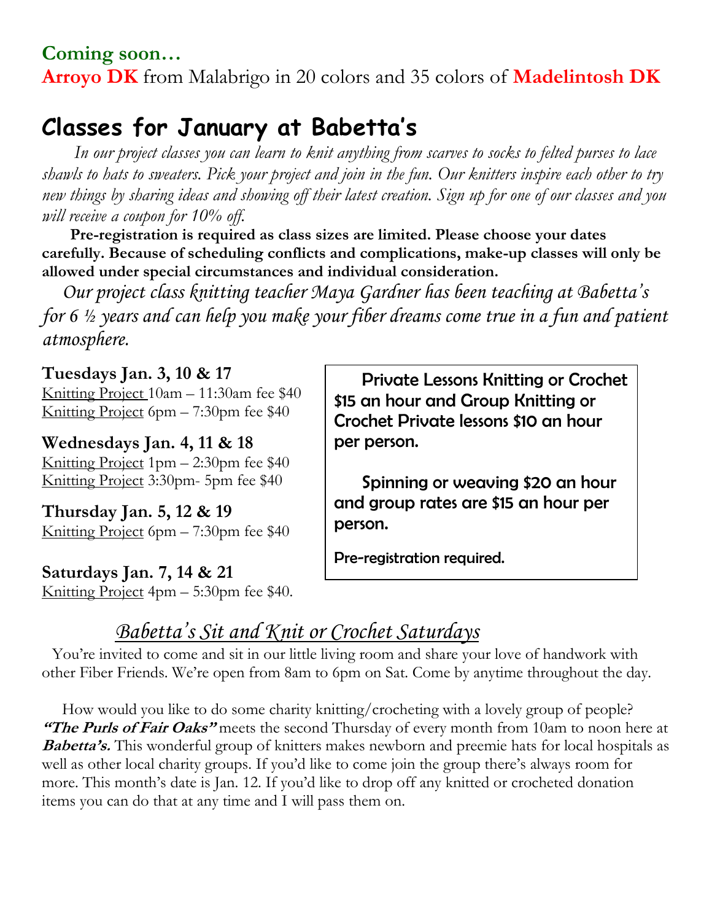**Coming soon…**
**Arroyo DK** from Malabrigo in 20 colors and 35 colors of **Madelintosh DK**

# Classes for January at Babetta's

*In our project classes you can learn to knit anything from scarves to socks to felted purses to lace shawls to hats to sweaters. Pick your project and join in the fun. Our knitters inspire each other to try new things by sharing ideas and showing off their latest creation. Sign up for one of our classes and you will receive a coupon for 10% off.*

**Pre-registration is required as class sizes are limited. Please choose your dates carefully. Because of scheduling conflicts and complications, make-up classes will only be allowed under special circumstances and individual consideration.**

*Our project class knitting teacher Maya Gardner has been teaching at Babetta's for 6 ½ years and can help you make your fiber dreams come true in a fun and patient atmosphere.*

**Tuesdays Jan. 3, 10 & 17**
Knitting Project 10am – 11:30am fee $40
Knitting Project 6pm – 7:30pm fee $40

**Wednesdays Jan. 4, 11 & 18**
Knitting Project 1pm – 2:30pm fee $40
Knitting Project 3:30pm- 5pm fee $40

**Thursday Jan. 5, 12 & 19**
Knitting Project 6pm – 7:30pm fee $40

**Saturdays Jan. 7, 14 & 21**
Knitting Project 4pm – 5:30pm fee $40.

Private Lessons Knitting or Crochet $15 an hour and Group Knitting or Crochet Private lessons $10 an hour per person.

Spinning or weaving $20 an hour and group rates are $15 an hour per person.

Pre-registration required.

## *Babetta's Sit and Knit or Crochet Saturdays*

You're invited to come and sit in our little living room and share your love of handwork with other Fiber Friends. We're open from 8am to 6pm on Sat. Come by anytime throughout the day.

How would you like to do some charity knitting/crocheting with a lovely group of people? ***"The Purls of Fair Oaks"*** meets the second Thursday of every month from 10am to noon here at ***Babetta's.*** This wonderful group of knitters makes newborn and preemie hats for local hospitals as well as other local charity groups. If you'd like to come join the group there's always room for more. This month's date is Jan. 12. If you'd like to drop off any knitted or crocheted donation items you can do that at any time and I will pass them on.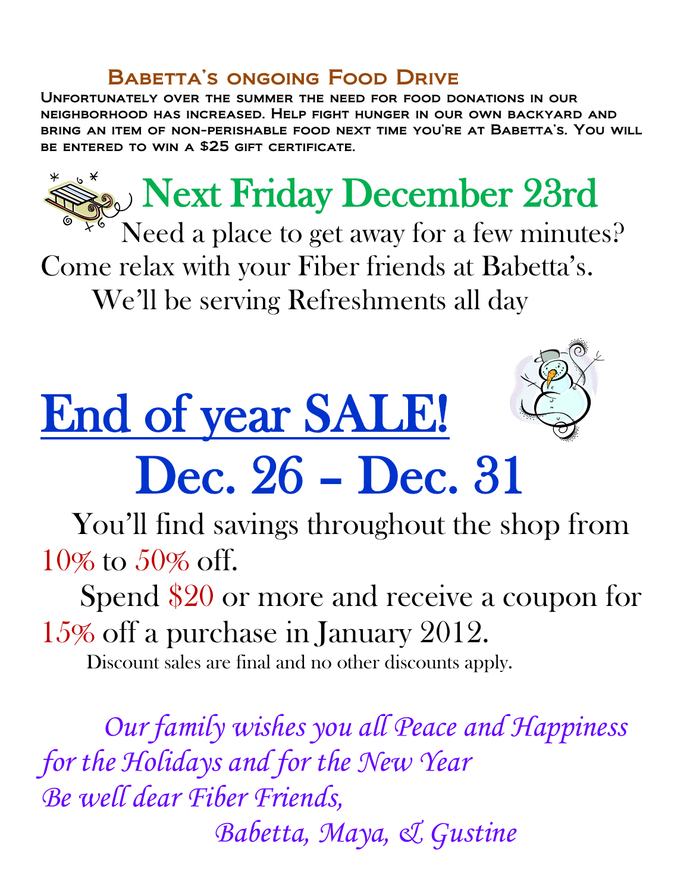## Babetta's ongoing Food Drive

Unfortunately over the summer the need for food donations in our neighborhood has increased. Help fight hunger in our own backyard and bring an item of non-perishable food next time you're at Babetta's. You will be entered to win a $25 gift certificate.

# Next Friday December 23rd

Need a place to get away for a few minutes? Come relax with your Fiber friends at Babetta's. We'll be serving Refreshments all day

# End of year SALE!

# Dec. 26 – Dec. 31

You'll find savings throughout the shop from 10% to 50% off.

Spend $20 or more and receive a coupon for 15% off a purchase in January 2012.

Discount sales are final and no other discounts apply.

*Our family wishes you all Peace and Happiness for the Holidays and for the New Year*
*Be well dear Fiber Friends,*

*Babetta, Maya, & Gustine*